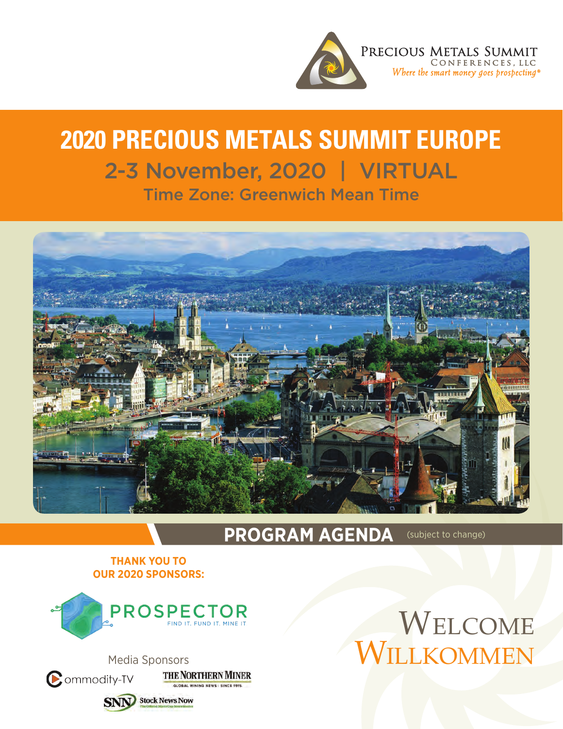Precious Metals Summit Conferences, LLC
*Where the smart money goes prospecting®*

# 2020 PRECIOUS METALS SUMMIT EUROPE

## 2-3 November, 2020 | VIRTUAL

### Time Zone: Greenwich Mean Time

## PROGRAM AGENDA (subject to change)

**THANK YOU TO OUR 2020 SPONSORS:**

PROSPECTOR
FIND IT. FUND IT. MINE IT

Media Sponsors

Commodity-TV

THE NORTHERN MINER
GLOBAL MINING NEWS · SINCE 1915

SNN Stock News Now

# Welcome
# Willkommen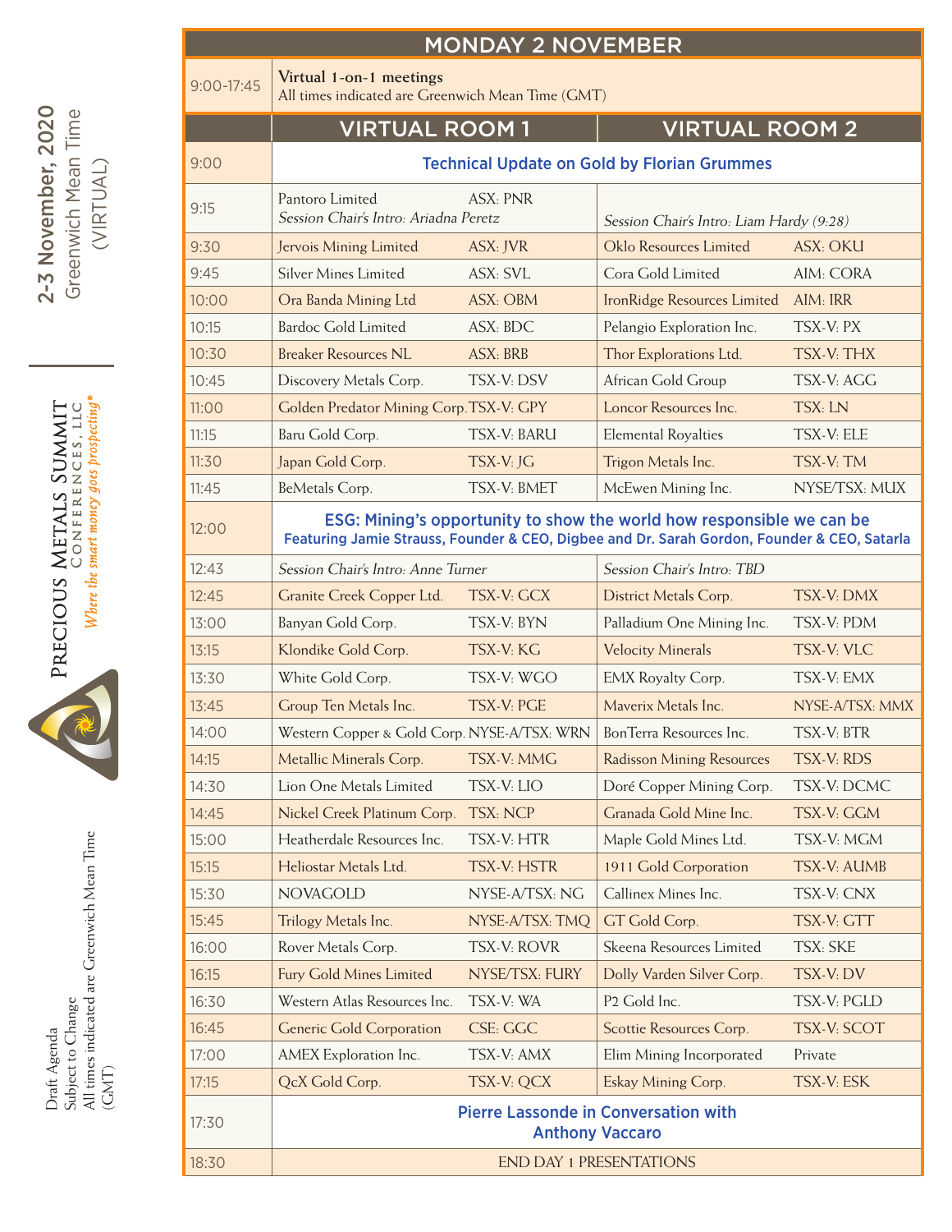# MONDAY 2 NOVEMBER

| Time | Virtual Room 1 | | Virtual Room 2 | |
|---|---|---|---|---|
| 9:00-17:45 | **Virtual 1-on-1 meetings** All times indicated are Greenwich Mean Time (GMT) | | | |
| | **VIRTUAL ROOM 1** | | **VIRTUAL ROOM 2** | |
| 9:00 | **Technical Update on Gold by Florian Grummes** | | | |
| 9:15 | Pantoro Limited *Session Chair's Intro: Ariadna Peretz* | ASX: PNR | *Session Chair's Intro: Liam Hardy (9:28)* | |
| 9:30 | Jervois Mining Limited | ASX: JVR | Oklo Resources Limited | ASX: OKU |
| 9:45 | Silver Mines Limited | ASX: SVL | Cora Gold Limited | AIM: CORA |
| 10:00 | Ora Banda Mining Ltd | ASX: OBM | IronRidge Resources Limited | AIM: IRR |
| 10:15 | Bardoc Gold Limited | ASX: BDC | Pelangio Exploration Inc. | TSX-V: PX |
| 10:30 | Breaker Resources NL | ASX: BRB | Thor Explorations Ltd. | TSX-V: THX |
| 10:45 | Discovery Metals Corp. | TSX-V: DSV | African Gold Group | TSX-V: AGG |
| 11:00 | Golden Predator Mining Corp. | TSX-V: GPY | Loncor Resources Inc. | TSX: LN |
| 11:15 | Baru Gold Corp. | TSX-V: BARU | Elemental Royalties | TSX-V: ELE |
| 11:30 | Japan Gold Corp. | TSX-V: JG | Trigon Metals Inc. | TSX-V: TM |
| 11:45 | BeMetals Corp. | TSX-V: BMET | McEwen Mining Inc. | NYSE/TSX: MUX |
| 12:00 | **ESG: Mining's opportunity to show the world how responsible we can be** **Featuring Jamie Strauss, Founder & CEO, Digbee and Dr. Sarah Gordon, Founder & CEO, Satarla** | | | |
| 12:43 | *Session Chair's Intro: Anne Turner* | | *Session Chair's Intro: TBD* | |
| 12:45 | Granite Creek Copper Ltd. | TSX-V: GCX | District Metals Corp. | TSX-V: DMX |
| 13:00 | Banyan Gold Corp. | TSX-V: BYN | Palladium One Mining Inc. | TSX-V: PDM |
| 13:15 | Klondike Gold Corp. | TSX-V: KG | Velocity Minerals | TSX-V: VLC |
| 13:30 | White Gold Corp. | TSX-V: WGO | EMX Royalty Corp. | TSX-V: EMX |
| 13:45 | Group Ten Metals Inc. | TSX-V: PGE | Maverix Metals Inc. | NYSE-A/TSX: MMX |
| 14:00 | Western Copper & Gold Corp. | NYSE-A/TSX: WRN | BonTerra Resources Inc. | TSX-V: BTR |
| 14:15 | Metallic Minerals Corp. | TSX-V: MMG | Radisson Mining Resources | TSX-V: RDS |
| 14:30 | Lion One Metals Limited | TSX-V: LIO | Doré Copper Mining Corp. | TSX-V: DCMC |
| 14:45 | Nickel Creek Platinum Corp. | TSX: NCP | Granada Gold Mine Inc. | TSX-V: GGM |
| 15:00 | Heatherdale Resources Inc. | TSX-V: HTR | Maple Gold Mines Ltd. | TSX-V: MGM |
| 15:15 | Heliostar Metals Ltd. | TSX-V: HSTR | 1911 Gold Corporation | TSX-V: AUMB |
| 15:30 | NOVAGOLD | NYSE-A/TSX: NG | Callinex Mines Inc. | TSX-V: CNX |
| 15:45 | Trilogy Metals Inc. | NYSE-A/TSX: TMQ | GT Gold Corp. | TSX-V: GTT |
| 16:00 | Rover Metals Corp. | TSX-V: ROVR | Skeena Resources Limited | TSX: SKE |
| 16:15 | Fury Gold Mines Limited | NYSE/TSX: FURY | Dolly Varden Silver Corp. | TSX-V: DV |
| 16:30 | Western Atlas Resources Inc. | TSX-V: WA | P2 Gold Inc. | TSX-V: PGLD |
| 16:45 | Generic Gold Corporation | CSE: GGC | Scottie Resources Corp. | TSX-V: SCOT |
| 17:00 | AMEX Exploration Inc. | TSX-V: AMX | Elim Mining Incorporated | Private |
| 17:15 | QcX Gold Corp. | TSX-V: QCX | Eskay Mining Corp. | TSX-V: ESK |
| 17:30 | **Pierre Lassonde in Conversation with Anthony Vaccaro** | | | |
| 18:30 | END DAY 1 PRESENTATIONS | | | |

**2-3 November, 2020**
Greenwich Mean Time (VIRTUAL)

PRECIOUS METALS SUMMIT CONFERENCES, LLC
*Where the smart money goes prospecting®*

Draft Agenda
Subject to Change
All times indicated are Greenwich Mean Time (GMT)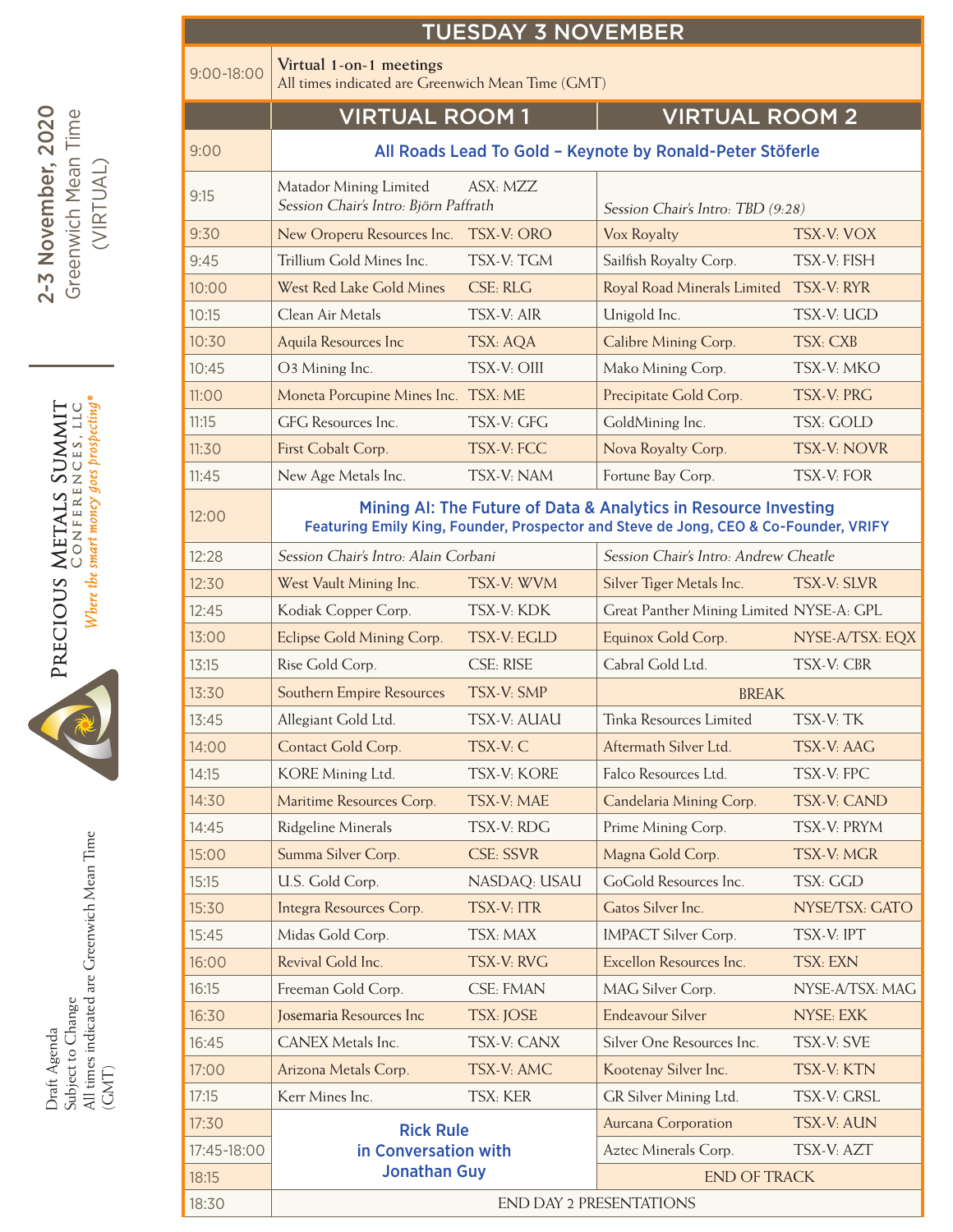# TUESDAY 3 NOVEMBER

| Time | Virtual Room 1 | | Virtual Room 2 | |
|---|---|---|---|---|
| 9:00-18:00 | **Virtual 1-on-1 meetings** All times indicated are Greenwich Mean Time (GMT) | | | |
| 9:00 | All Roads Lead To Gold – Keynote by Ronald-Peter Stöferle | | | |
| 9:15 | Matador Mining Limited *Session Chair's Intro: Björn Paffrath* | ASX: MZZ | *Session Chair's Intro: TBD (9:28)* | |
| 9:30 | New Oroperu Resources Inc. | TSX-V: ORO | Vox Royalty | TSX-V: VOX |
| 9:45 | Trillium Gold Mines Inc. | TSX-V: TGM | Sailfish Royalty Corp. | TSX-V: FISH |
| 10:00 | West Red Lake Gold Mines | CSE: RLG | Royal Road Minerals Limited | TSX-V: RYR |
| 10:15 | Clean Air Metals | TSX-V: AIR | Unigold Inc. | TSX-V: UGD |
| 10:30 | Aquila Resources Inc | TSX: AQA | Calibre Mining Corp. | TSX: CXB |
| 10:45 | O3 Mining Inc. | TSX-V: OIII | Mako Mining Corp. | TSX-V: MKO |
| 11:00 | Moneta Porcupine Mines Inc. | TSX: ME | Precipitate Gold Corp. | TSX-V: PRG |
| 11:15 | GFG Resources Inc. | TSX-V: GFG | GoldMining Inc. | TSX: GOLD |
| 11:30 | First Cobalt Corp. | TSX-V: FCC | Nova Royalty Corp. | TSX-V: NOVR |
| 11:45 | New Age Metals Inc. | TSX-V: NAM | Fortune Bay Corp. | TSX-V: FOR |
| 12:00 | Mining AI: The Future of Data & Analytics in Resource Investing Featuring Emily King, Founder, Prospector and Steve de Jong, CEO & Co-Founder, VRIFY | | | |
| 12:28 | *Session Chair's Intro: Alain Corbani* | | *Session Chair's Intro: Andrew Cheatle* | |
| 12:30 | West Vault Mining Inc. | TSX-V: WVM | Silver Tiger Metals Inc. | TSX-V: SLVR |
| 12:45 | Kodiak Copper Corp. | TSX-V: KDK | Great Panther Mining Limited | NYSE-A: GPL |
| 13:00 | Eclipse Gold Mining Corp. | TSX-V: EGLD | Equinox Gold Corp. | NYSE-A/TSX: EQX |
| 13:15 | Rise Gold Corp. | CSE: RISE | Cabral Gold Ltd. | TSX-V: CBR |
| 13:30 | Southern Empire Resources | TSX-V: SMP | BREAK | |
| 13:45 | Allegiant Gold Ltd. | TSX-V: AUAU | Tinka Resources Limited | TSX-V: TK |
| 14:00 | Contact Gold Corp. | TSX-V: C | Aftermath Silver Ltd. | TSX-V: AAG |
| 14:15 | KORE Mining Ltd. | TSX-V: KORE | Falco Resources Ltd. | TSX-V: FPC |
| 14:30 | Maritime Resources Corp. | TSX-V: MAE | Candelaria Mining Corp. | TSX-V: CAND |
| 14:45 | Ridgeline Minerals | TSX-V: RDG | Prime Mining Corp. | TSX-V: PRYM |
| 15:00 | Summa Silver Corp. | CSE: SSVR | Magna Gold Corp. | TSX-V: MGR |
| 15:15 | U.S. Gold Corp. | NASDAQ: USAU | GoGold Resources Inc. | TSX: GGD |
| 15:30 | Integra Resources Corp. | TSX-V: ITR | Gatos Silver Inc. | NYSE/TSX: GATO |
| 15:45 | Midas Gold Corp. | TSX: MAX | IMPACT Silver Corp. | TSX-V: IPT |
| 16:00 | Revival Gold Inc. | TSX-V: RVG | Excellon Resources Inc. | TSX: EXN |
| 16:15 | Freeman Gold Corp. | CSE: FMAN | MAG Silver Corp. | NYSE-A/TSX: MAG |
| 16:30 | Josemaria Resources Inc | TSX: JOSE | Endeavour Silver | NYSE: EXK |
| 16:45 | CANEX Metals Inc. | TSX-V: CANX | Silver One Resources Inc. | TSX-V: SVE |
| 17:00 | Arizona Metals Corp. | TSX-V: AMC | Kootenay Silver Inc. | TSX-V: KTN |
| 17:15 | Kerr Mines Inc. | TSX: KER | GR Silver Mining Ltd. | TSX-V: GRSL |
| 17:30 | Rick Rule in Conversation with Jonathan Guy | | Aurcana Corporation | TSX-V: AUN |
| 17:45-18:00 | | | Aztec Minerals Corp. | TSX-V: AZT |
| 18:15 | | | END OF TRACK | |
| 18:30 | END DAY 2 PRESENTATIONS | | | |

**2-3 November, 2020**
Greenwich Mean Time (VIRTUAL)

PRECIOUS METALS SUMMIT CONFERENCES, LLC
*Where the smart money goes prospecting®*

Draft Agenda
Subject to Change
All times indicated are Greenwich Mean Time (GMT)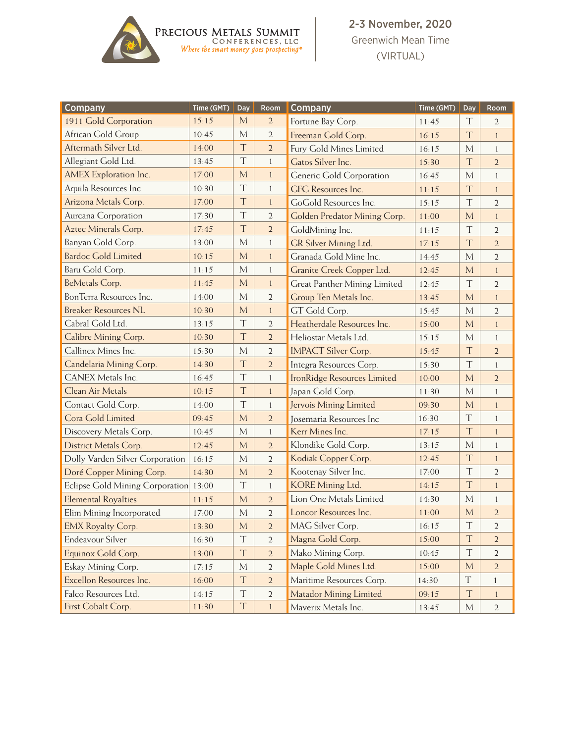PRECIOUS METALS SUMMIT CONFERENCES, LLC
*Where the smart money goes prospecting®*

**2-3 November, 2020**
Greenwich Mean Time
(VIRTUAL)

| Company | Time (GMT) | Day | Room |
|---|---|---|---|
| 1911 Gold Corporation | 15:15 | M | 2 |
| African Gold Group | 10:45 | M | 2 |
| Aftermath Silver Ltd. | 14:00 | T | 2 |
| Allegiant Gold Ltd. | 13:45 | T | 1 |
| AMEX Exploration Inc. | 17:00 | M | 1 |
| Aquila Resources Inc | 10:30 | T | 1 |
| Arizona Metals Corp. | 17:00 | T | 1 |
| Aurcana Corporation | 17:30 | T | 2 |
| Aztec Minerals Corp. | 17:45 | T | 2 |
| Banyan Gold Corp. | 13:00 | M | 1 |
| Bardoc Gold Limited | 10:15 | M | 1 |
| Baru Gold Corp. | 11:15 | M | 1 |
| BeMetals Corp. | 11:45 | M | 1 |
| BonTerra Resources Inc. | 14:00 | M | 2 |
| Breaker Resources NL | 10:30 | M | 1 |
| Cabral Gold Ltd. | 13:15 | T | 2 |
| Calibre Mining Corp. | 10:30 | T | 2 |
| Callinex Mines Inc. | 15:30 | M | 2 |
| Candelaria Mining Corp. | 14:30 | T | 2 |
| CANEX Metals Inc. | 16:45 | T | 1 |
| Clean Air Metals | 10:15 | T | 1 |
| Contact Gold Corp. | 14:00 | T | 1 |
| Cora Gold Limited | 09:45 | M | 2 |
| Discovery Metals Corp. | 10:45 | M | 1 |
| District Metals Corp. | 12:45 | M | 2 |
| Dolly Varden Silver Corporation | 16:15 | M | 2 |
| Doré Copper Mining Corp. | 14:30 | M | 2 |
| Eclipse Gold Mining Corporation | 13:00 | T | 1 |
| Elemental Royalties | 11:15 | M | 2 |
| Elim Mining Incorporated | 17:00 | M | 2 |
| EMX Royalty Corp. | 13:30 | M | 2 |
| Endeavour Silver | 16:30 | T | 2 |
| Equinox Gold Corp. | 13:00 | T | 2 |
| Eskay Mining Corp. | 17:15 | M | 2 |
| Excellon Resources Inc. | 16:00 | T | 2 |
| Falco Resources Ltd. | 14:15 | T | 2 |
| First Cobalt Corp. | 11:30 | T | 1 |
| Fortune Bay Corp. | 11:45 | T | 2 |
| Freeman Gold Corp. | 16:15 | T | 1 |
| Fury Gold Mines Limited | 16:15 | M | 1 |
| Gatos Silver Inc. | 15:30 | T | 2 |
| Generic Gold Corporation | 16:45 | M | 1 |
| GFG Resources Inc. | 11:15 | T | 1 |
| GoGold Resources Inc. | 15:15 | T | 2 |
| Golden Predator Mining Corp. | 11:00 | M | 1 |
| GoldMining Inc. | 11:15 | T | 2 |
| GR Silver Mining Ltd. | 17:15 | T | 2 |
| Granada Gold Mine Inc. | 14:45 | M | 2 |
| Granite Creek Copper Ltd. | 12:45 | M | 1 |
| Great Panther Mining Limited | 12:45 | T | 2 |
| Group Ten Metals Inc. | 13:45 | M | 1 |
| GT Gold Corp. | 15:45 | M | 2 |
| Heatherdale Resources Inc. | 15:00 | M | 1 |
| Heliostar Metals Ltd. | 15:15 | M | 1 |
| IMPACT Silver Corp. | 15:45 | T | 2 |
| Integra Resources Corp. | 15:30 | T | 1 |
| IronRidge Resources Limited | 10:00 | M | 2 |
| Japan Gold Corp. | 11:30 | M | 1 |
| Jervois Mining Limited | 09:30 | M | 1 |
| Josemaria Resources Inc | 16:30 | T | 1 |
| Kerr Mines Inc. | 17:15 | T | 1 |
| Klondike Gold Corp. | 13:15 | M | 1 |
| Kodiak Copper Corp. | 12:45 | T | 1 |
| Kootenay Silver Inc. | 17:00 | T | 2 |
| KORE Mining Ltd. | 14:15 | T | 1 |
| Lion One Metals Limited | 14:30 | M | 1 |
| Loncor Resources Inc. | 11:00 | M | 2 |
| MAG Silver Corp. | 16:15 | T | 2 |
| Magna Gold Corp. | 15:00 | T | 2 |
| Mako Mining Corp. | 10:45 | T | 2 |
| Maple Gold Mines Ltd. | 15:00 | M | 2 |
| Maritime Resources Corp. | 14:30 | T | 1 |
| Matador Mining Limited | 09:15 | T | 1 |
| Maverix Metals Inc. | 13:45 | M | 2 |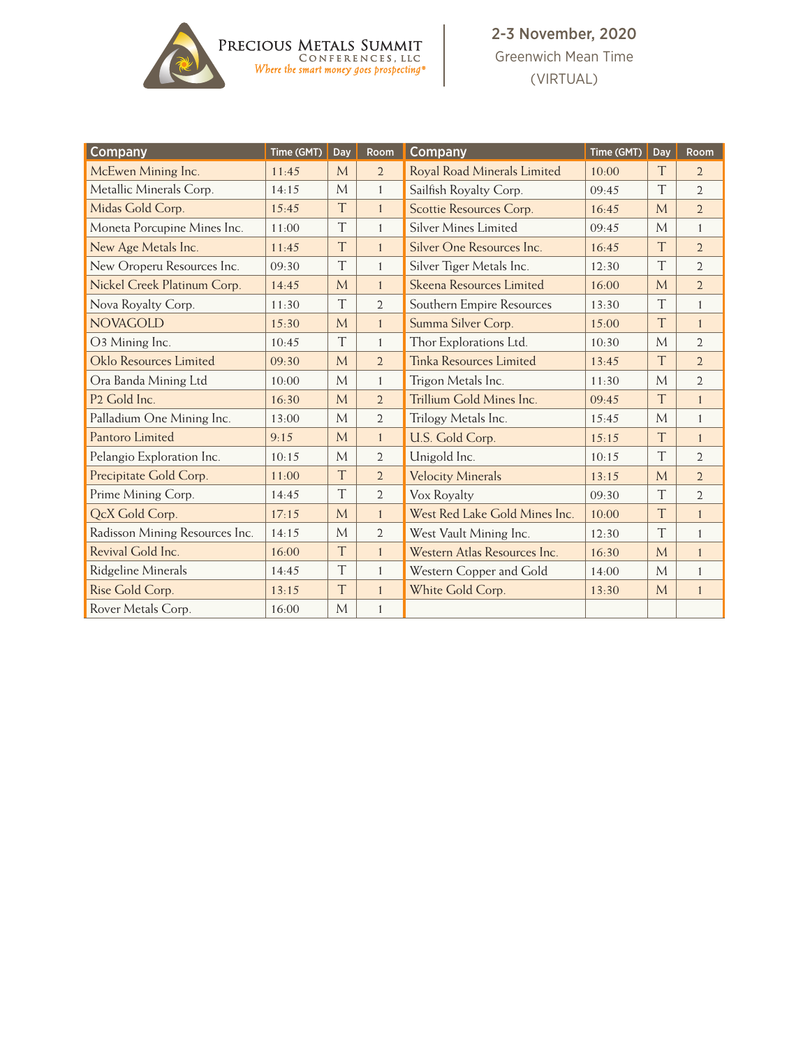Precious Metals Summit Conferences, LLC
*Where the smart money goes prospecting®*

**2-3 November, 2020**
Greenwich Mean Time
(VIRTUAL)

| Company | Time (GMT) | Day | Room | Company | Time (GMT) | Day | Room |
|---|---|---|---|---|---|---|---|
| McEwen Mining Inc. | 11:45 | M | 2 | Royal Road Minerals Limited | 10:00 | T | 2 |
| Metallic Minerals Corp. | 14:15 | M | 1 | Sailfish Royalty Corp. | 09:45 | T | 2 |
| Midas Gold Corp. | 15:45 | T | 1 | Scottie Resources Corp. | 16:45 | M | 2 |
| Moneta Porcupine Mines Inc. | 11:00 | T | 1 | Silver Mines Limited | 09:45 | M | 1 |
| New Age Metals Inc. | 11:45 | T | 1 | Silver One Resources Inc. | 16:45 | T | 2 |
| New Oroperu Resources Inc. | 09:30 | T | 1 | Silver Tiger Metals Inc. | 12:30 | T | 2 |
| Nickel Creek Platinum Corp. | 14:45 | M | 1 | Skeena Resources Limited | 16:00 | M | 2 |
| Nova Royalty Corp. | 11:30 | T | 2 | Southern Empire Resources | 13:30 | T | 1 |
| NOVAGOLD | 15:30 | M | 1 | Summa Silver Corp. | 15:00 | T | 1 |
| O3 Mining Inc. | 10:45 | T | 1 | Thor Explorations Ltd. | 10:30 | M | 2 |
| Oklo Resources Limited | 09:30 | M | 2 | Tinka Resources Limited | 13:45 | T | 2 |
| Ora Banda Mining Ltd | 10:00 | M | 1 | Trigon Metals Inc. | 11:30 | M | 2 |
| P2 Gold Inc. | 16:30 | M | 2 | Trillium Gold Mines Inc. | 09:45 | T | 1 |
| Palladium One Mining Inc. | 13:00 | M | 2 | Trilogy Metals Inc. | 15:45 | M | 1 |
| Pantoro Limited | 9:15 | M | 1 | U.S. Gold Corp. | 15:15 | T | 1 |
| Pelangio Exploration Inc. | 10:15 | M | 2 | Unigold Inc. | 10:15 | T | 2 |
| Precipitate Gold Corp. | 11:00 | T | 2 | Velocity Minerals | 13:15 | M | 2 |
| Prime Mining Corp. | 14:45 | T | 2 | Vox Royalty | 09:30 | T | 2 |
| QcX Gold Corp. | 17:15 | M | 1 | West Red Lake Gold Mines Inc. | 10:00 | T | 1 |
| Radisson Mining Resources Inc. | 14:15 | M | 2 | West Vault Mining Inc. | 12:30 | T | 1 |
| Revival Gold Inc. | 16:00 | T | 1 | Western Atlas Resources Inc. | 16:30 | M | 1 |
| Ridgeline Minerals | 14:45 | T | 1 | Western Copper and Gold | 14:00 | M | 1 |
| Rise Gold Corp. | 13:15 | T | 1 | White Gold Corp. | 13:30 | M | 1 |
| Rover Metals Corp. | 16:00 | M | 1 | | | | |